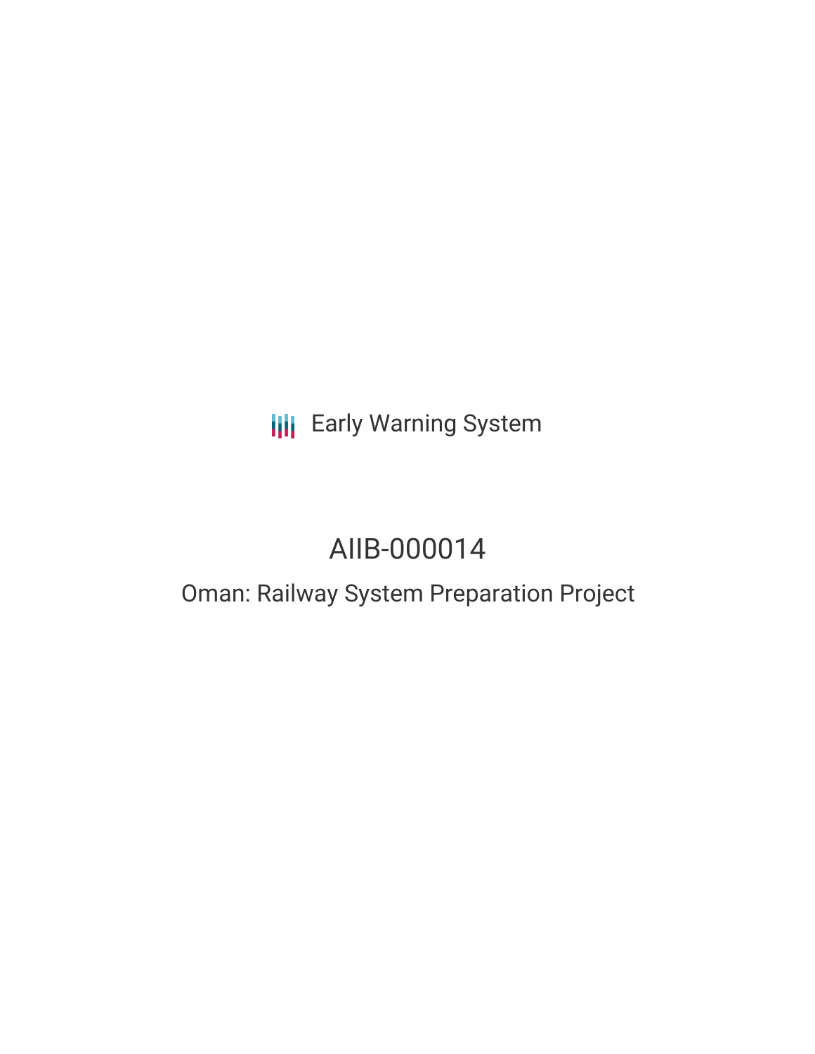Early Warning System

# AIIB-000014

## Oman: Railway System Preparation Project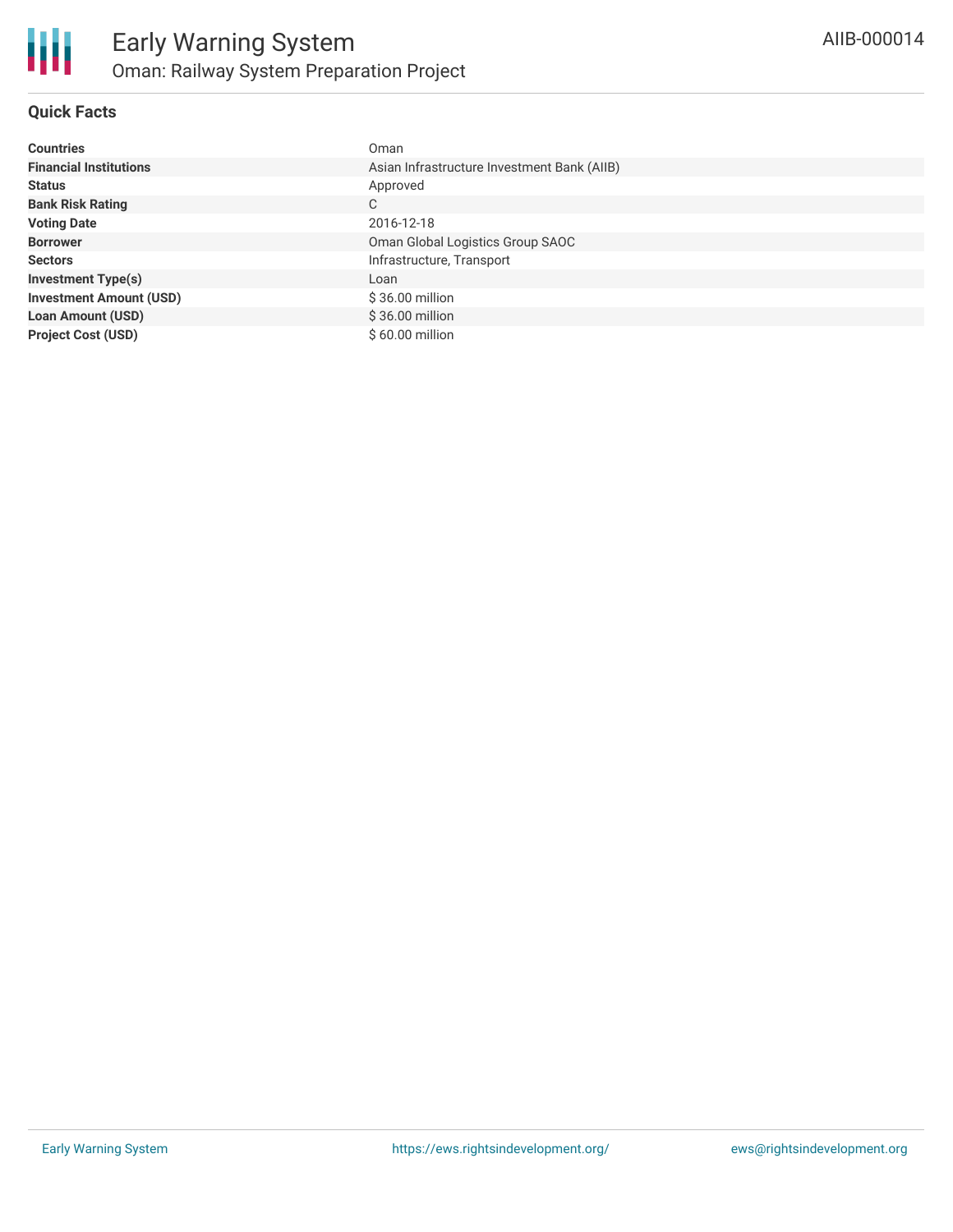## Quick Facts

| | |
|---|---|
| **Countries** | Oman |
| **Financial Institutions** | Asian Infrastructure Investment Bank (AIIB) |
| **Status** | Approved |
| **Bank Risk Rating** | C |
| **Voting Date** | 2016-12-18 |
| **Borrower** | Oman Global Logistics Group SAOC |
| **Sectors** | Infrastructure, Transport |
| **Investment Type(s)** | Loan |
| **Investment Amount (USD)** | $ 36.00 million |
| **Loan Amount (USD)** | $ 36.00 million |
| **Project Cost (USD)** | $ 60.00 million |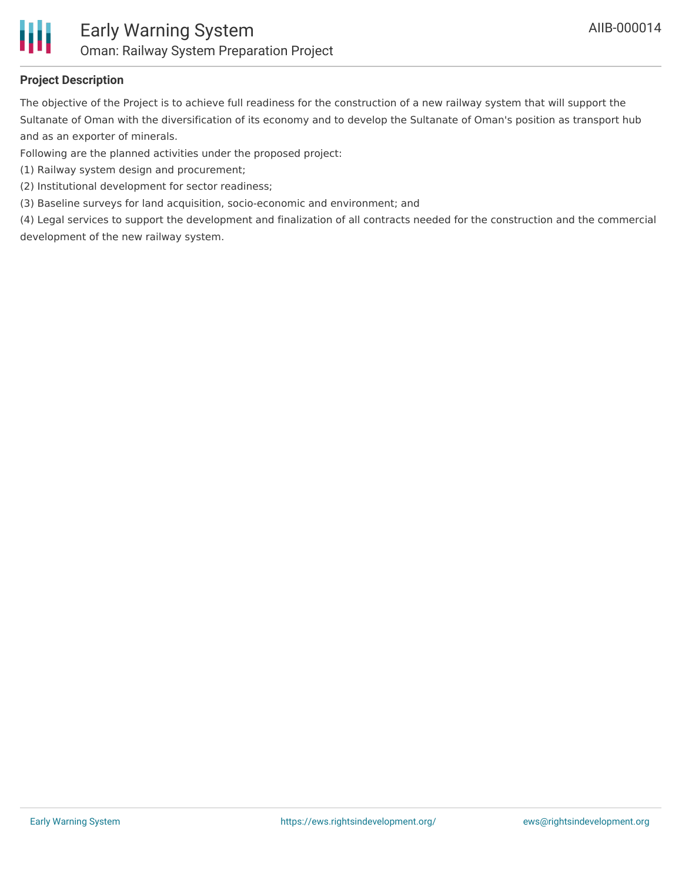## Project Description

The objective of the Project is to achieve full readiness for the construction of a new railway system that will support the Sultanate of Oman with the diversification of its economy and to develop the Sultanate of Oman's position as transport hub and as an exporter of minerals.

Following are the planned activities under the proposed project:

(1) Railway system design and procurement;

(2) Institutional development for sector readiness;

(3) Baseline surveys for land acquisition, socio-economic and environment; and

(4) Legal services to support the development and finalization of all contracts needed for the construction and the commercial development of the new railway system.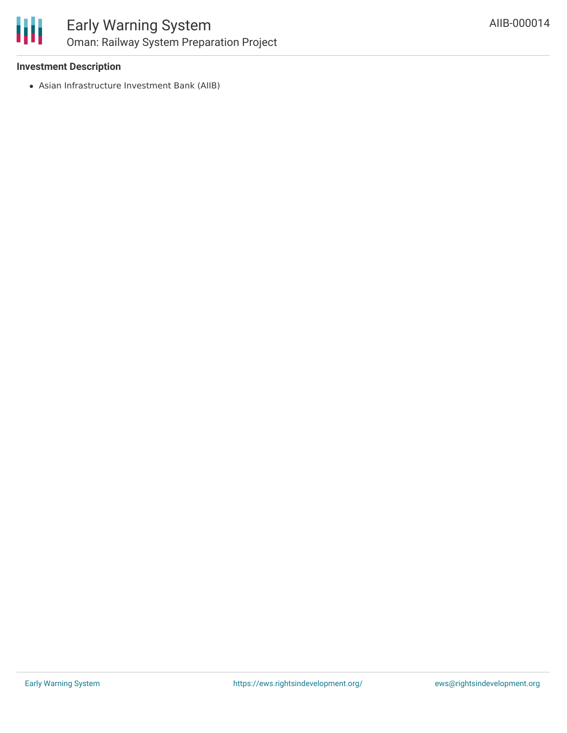**Investment Description**

- Asian Infrastructure Investment Bank (AIIB)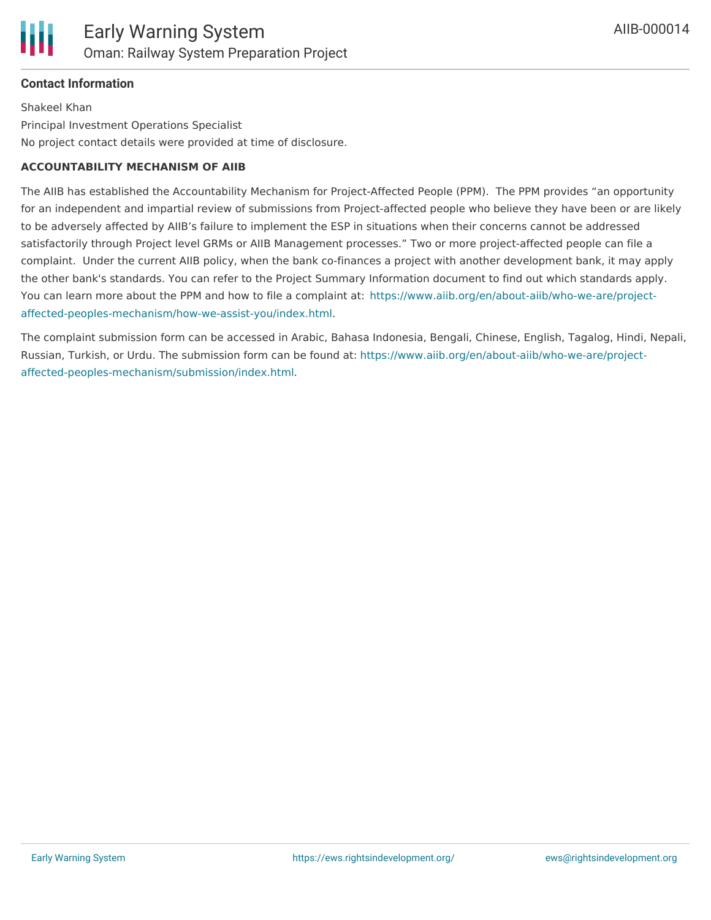**Contact Information**

Shakeel Khan

Principal Investment Operations Specialist

No project contact details were provided at time of disclosure.

**ACCOUNTABILITY MECHANISM OF AIIB**

The AIIB has established the Accountability Mechanism for Project-Affected People (PPM). The PPM provides "an opportunity for an independent and impartial review of submissions from Project-affected people who believe they have been or are likely to be adversely affected by AIIB's failure to implement the ESP in situations when their concerns cannot be addressed satisfactorily through Project level GRMs or AIIB Management processes." Two or more project-affected people can file a complaint. Under the current AIIB policy, when the bank co-finances a project with another development bank, it may apply the other bank's standards. You can refer to the Project Summary Information document to find out which standards apply. You can learn more about the PPM and how to file a complaint at: https://www.aiib.org/en/about-aiib/who-we-are/project-affected-peoples-mechanism/how-we-assist-you/index.html.

The complaint submission form can be accessed in Arabic, Bahasa Indonesia, Bengali, Chinese, English, Tagalog, Hindi, Nepali, Russian, Turkish, or Urdu. The submission form can be found at: https://www.aiib.org/en/about-aiib/who-we-are/project-affected-peoples-mechanism/submission/index.html.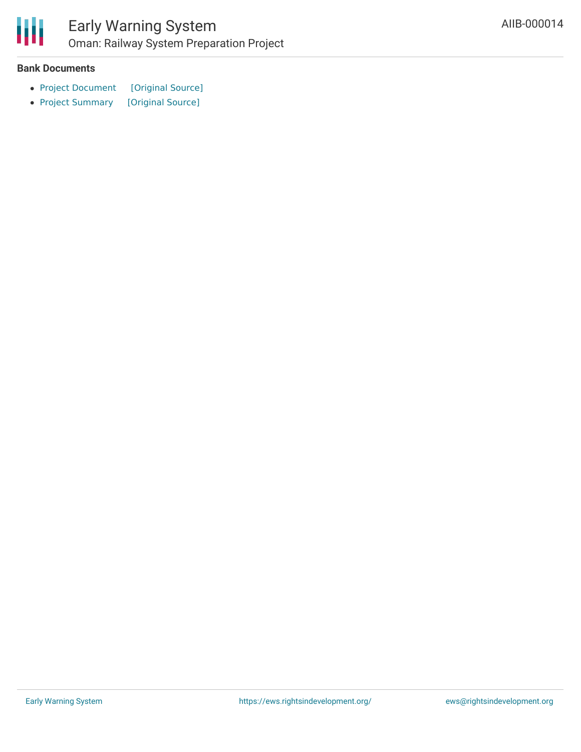### Bank Documents

- Project Document [Original Source]
- Project Summary [Original Source]